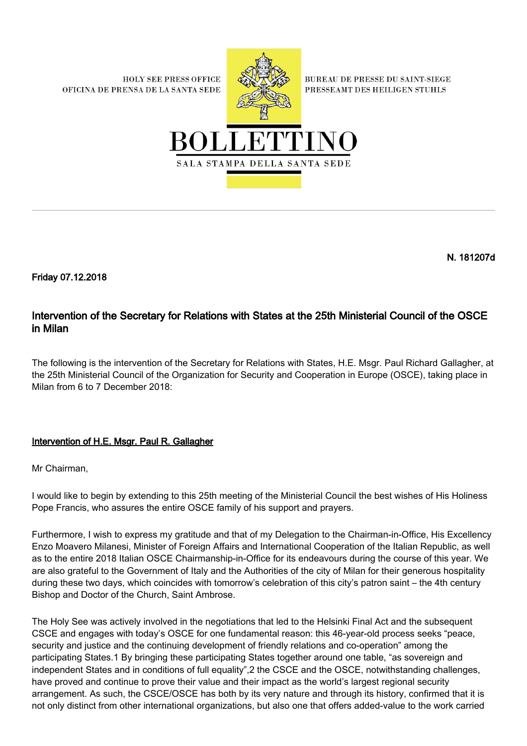HOLY SEE PRESS OFFICE
OFICINA DE PRENSA DE LA SANTA SEDE

BUREAU DE PRESSE DU SAINT-SIEGE
PRESSEAMT DES HEILIGEN STUHLS

# BOLLETTINO

SALA STAMPA DELLA SANTA SEDE

**N. 181207d**

**Friday 07.12.2018**

## Intervention of the Secretary for Relations with States at the 25th Ministerial Council of the OSCE in Milan

The following is the intervention of the Secretary for Relations with States, H.E. Msgr. Paul Richard Gallagher, at the 25th Ministerial Council of the Organization for Security and Cooperation in Europe (OSCE), taking place in Milan from 6 to 7 December 2018:

### Intervention of H.E. Msgr. Paul R. Gallagher

Mr Chairman,

I would like to begin by extending to this 25th meeting of the Ministerial Council the best wishes of His Holiness Pope Francis, who assures the entire OSCE family of his support and prayers.

Furthermore, I wish to express my gratitude and that of my Delegation to the Chairman-in-Office, His Excellency Enzo Moavero Milanesi, Minister of Foreign Affairs and International Cooperation of the Italian Republic, as well as to the entire 2018 Italian OSCE Chairmanship-in-Office for its endeavours during the course of this year. We are also grateful to the Government of Italy and the Authorities of the city of Milan for their generous hospitality during these two days, which coincides with tomorrow's celebration of this city's patron saint – the 4th century Bishop and Doctor of the Church, Saint Ambrose.

The Holy See was actively involved in the negotiations that led to the Helsinki Final Act and the subsequent CSCE and engages with today's OSCE for one fundamental reason: this 46-year-old process seeks "peace, security and justice and the continuing development of friendly relations and co-operation" among the participating States.[1] By bringing these participating States together around one table, "as sovereign and independent States and in conditions of full equality",[2] the CSCE and the OSCE, notwithstanding challenges, have proved and continue to prove their value and their impact as the world's largest regional security arrangement. As such, the CSCE/OSCE has both by its very nature and through its history, confirmed that it is not only distinct from other international organizations, but also one that offers added-value to the work carried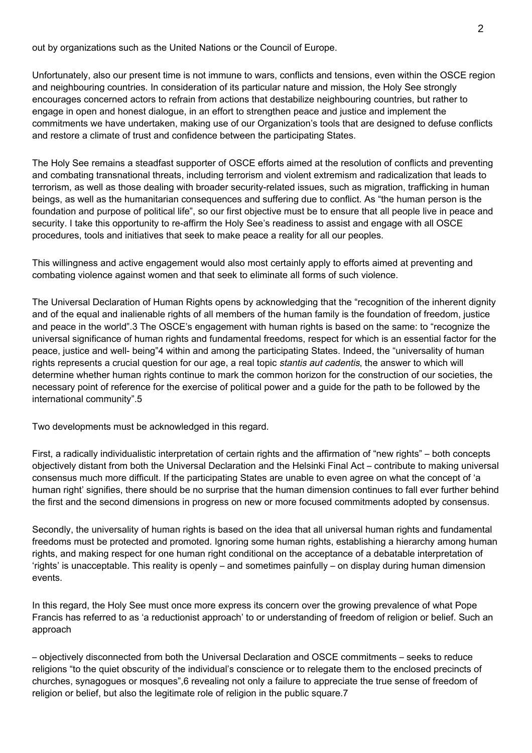out by organizations such as the United Nations or the Council of Europe.

Unfortunately, also our present time is not immune to wars, conflicts and tensions, even within the OSCE region and neighbouring countries. In consideration of its particular nature and mission, the Holy See strongly encourages concerned actors to refrain from actions that destabilize neighbouring countries, but rather to engage in open and honest dialogue, in an effort to strengthen peace and justice and implement the commitments we have undertaken, making use of our Organization's tools that are designed to defuse conflicts and restore a climate of trust and confidence between the participating States.

The Holy See remains a steadfast supporter of OSCE efforts aimed at the resolution of conflicts and preventing and combating transnational threats, including terrorism and violent extremism and radicalization that leads to terrorism, as well as those dealing with broader security-related issues, such as migration, trafficking in human beings, as well as the humanitarian consequences and suffering due to conflict. As "the human person is the foundation and purpose of political life", so our first objective must be to ensure that all people live in peace and security. I take this opportunity to re-affirm the Holy See's readiness to assist and engage with all OSCE procedures, tools and initiatives that seek to make peace a reality for all our peoples.

This willingness and active engagement would also most certainly apply to efforts aimed at preventing and combating violence against women and that seek to eliminate all forms of such violence.

The Universal Declaration of Human Rights opens by acknowledging that the "recognition of the inherent dignity and of the equal and inalienable rights of all members of the human family is the foundation of freedom, justice and peace in the world".[3] The OSCE's engagement with human rights is based on the same: to "recognize the universal significance of human rights and fundamental freedoms, respect for which is an essential factor for the peace, justice and well- being"[4] within and among the participating States. Indeed, the "universality of human rights represents a crucial question for our age, a real topic *stantis aut cadentis*, the answer to which will determine whether human rights continue to mark the common horizon for the construction of our societies, the necessary point of reference for the exercise of political power and a guide for the path to be followed by the international community".[5]

Two developments must be acknowledged in this regard.

First, a radically individualistic interpretation of certain rights and the affirmation of "new rights" – both concepts objectively distant from both the Universal Declaration and the Helsinki Final Act – contribute to making universal consensus much more difficult. If the participating States are unable to even agree on what the concept of 'a human right' signifies, there should be no surprise that the human dimension continues to fall ever further behind the first and the second dimensions in progress on new or more focused commitments adopted by consensus.

Secondly, the universality of human rights is based on the idea that all universal human rights and fundamental freedoms must be protected and promoted. Ignoring some human rights, establishing a hierarchy among human rights, and making respect for one human right conditional on the acceptance of a debatable interpretation of 'rights' is unacceptable. This reality is openly – and sometimes painfully – on display during human dimension events.

In this regard, the Holy See must once more express its concern over the growing prevalence of what Pope Francis has referred to as 'a reductionist approach' to or understanding of freedom of religion or belief. Such an approach

– objectively disconnected from both the Universal Declaration and OSCE commitments – seeks to reduce religions "to the quiet obscurity of the individual's conscience or to relegate them to the enclosed precincts of churches, synagogues or mosques",[6] revealing not only a failure to appreciate the true sense of freedom of religion or belief, but also the legitimate role of religion in the public square.[7]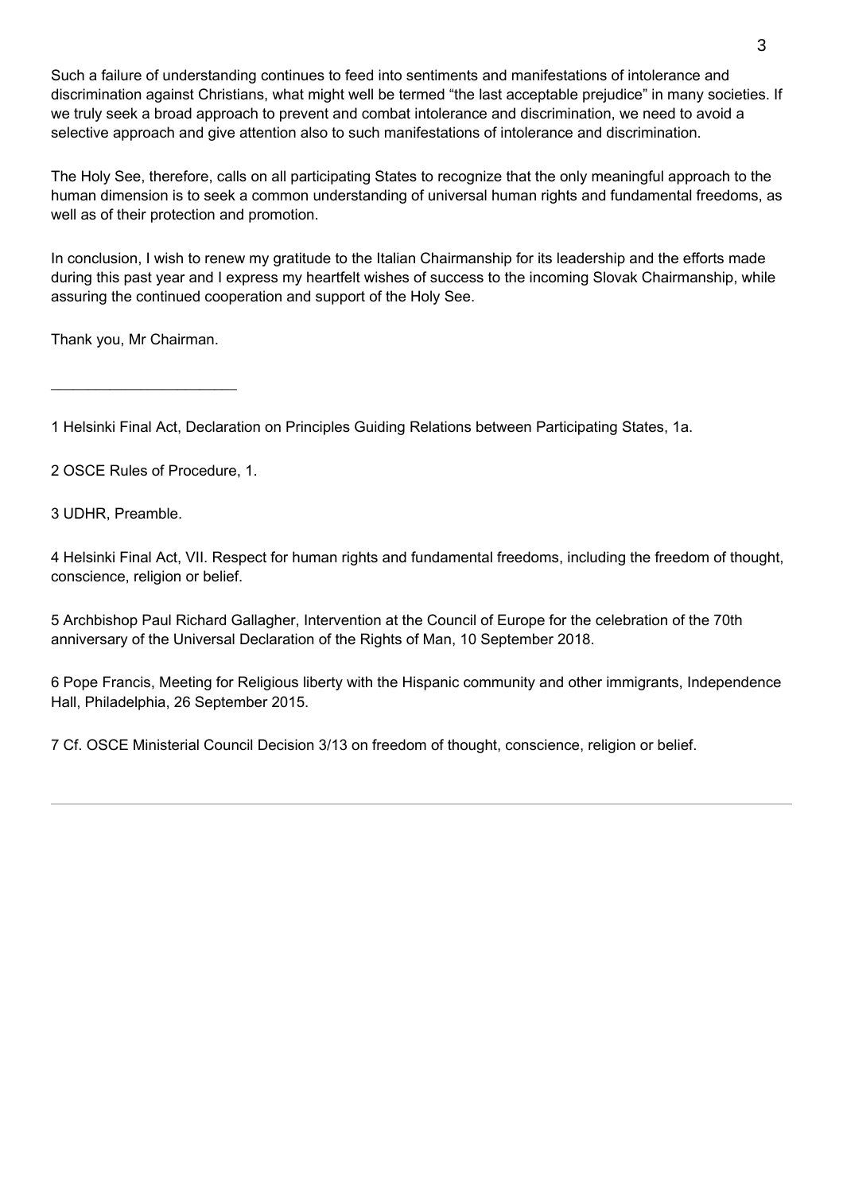Such a failure of understanding continues to feed into sentiments and manifestations of intolerance and discrimination against Christians, what might well be termed "the last acceptable prejudice" in many societies. If we truly seek a broad approach to prevent and combat intolerance and discrimination, we need to avoid a selective approach and give attention also to such manifestations of intolerance and discrimination.

The Holy See, therefore, calls on all participating States to recognize that the only meaningful approach to the human dimension is to seek a common understanding of universal human rights and fundamental freedoms, as well as of their protection and promotion.

In conclusion, I wish to renew my gratitude to the Italian Chairmanship for its leadership and the efforts made during this past year and I express my heartfelt wishes of success to the incoming Slovak Chairmanship, while assuring the continued cooperation and support of the Holy See.

Thank you, Mr Chairman.

---

1 Helsinki Final Act, Declaration on Principles Guiding Relations between Participating States, 1a.

2 OSCE Rules of Procedure, 1.

3 UDHR, Preamble.

4 Helsinki Final Act, VII. Respect for human rights and fundamental freedoms, including the freedom of thought, conscience, religion or belief.

5 Archbishop Paul Richard Gallagher, Intervention at the Council of Europe for the celebration of the 70th anniversary of the Universal Declaration of the Rights of Man, 10 September 2018.

6 Pope Francis, Meeting for Religious liberty with the Hispanic community and other immigrants, Independence Hall, Philadelphia, 26 September 2015.

7 Cf. OSCE Ministerial Council Decision 3/13 on freedom of thought, conscience, religion or belief.